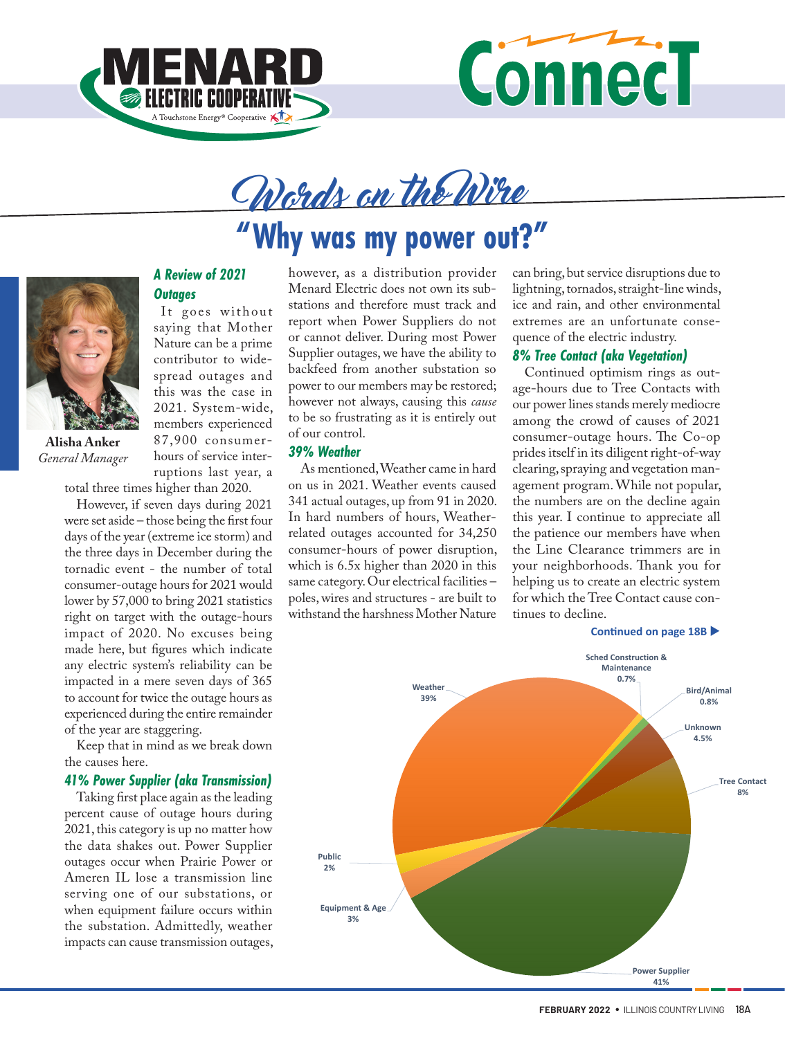# Words on the Wire

## "Why was my power out?"

**Alisha Anker**
*General Manager*

### *A Review of 2021 Outages*

It goes without saying that Mother Nature can be a prime contributor to widespread outages and this was the case in 2021. System-wide, members experienced 87,900 consumer-hours of service interruptions last year, a total three times higher than 2020.

However, if seven days during 2021 were set aside – those being the first four days of the year (extreme ice storm) and the three days in December during the tornadic event - the number of total consumer-outage hours for 2021 would lower by 57,000 to bring 2021 statistics right on target with the outage-hours impact of 2020. No excuses being made here, but figures which indicate any electric system's reliability can be impacted in a mere seven days of 365 to account for twice the outage hours as experienced during the entire remainder of the year are staggering.

Keep that in mind as we break down the causes here.

### *41% Power Supplier (aka Transmission)*

Taking first place again as the leading percent cause of outage hours during 2021, this category is up no matter how the data shakes out. Power Supplier outages occur when Prairie Power or Ameren IL lose a transmission line serving one of our substations, or when equipment failure occurs within the substation. Admittedly, weather impacts can cause transmission outages, however, as a distribution provider Menard Electric does not own its substations and therefore must track and report when Power Suppliers do not or cannot deliver. During most Power Supplier outages, we have the ability to backfeed from another substation so power to our members may be restored; however not always, causing this *cause* to be so frustrating as it is entirely out of our control.

### *39% Weather*

As mentioned, Weather came in hard on us in 2021. Weather events caused 341 actual outages, up from 91 in 2020. In hard numbers of hours, Weather-related outages accounted for 34,250 consumer-hours of power disruption, which is 6.5x higher than 2020 in this same category. Our electrical facilities – poles, wires and structures - are built to withstand the harshness Mother Nature can bring, but service disruptions due to lightning, tornados, straight-line winds, ice and rain, and other environmental extremes are an unfortunate consequence of the electric industry.

### *8% Tree Contact (aka Vegetation)*

Continued optimism rings as outage-hours due to Tree Contacts with our power lines stands merely mediocre among the crowd of causes of 2021 consumer-outage hours. The Co-op prides itself in its diligent right-of-way clearing, spraying and vegetation management program. While not popular, the numbers are on the decline again this year. I continue to appreciate all the patience our members have when the Line Clearance trimmers are in your neighborhoods. Thank you for helping us to create an electric system for which the Tree Contact cause continues to decline.

**Continued on page 18B ▶**

| Cause | Percent |
|---|---|
| Power Supplier | 41% |
| Weather | 39% |
| Tree Contact | 8% |
| Unknown | 4.5% |
| Equipment & Age | 3% |
| Public | 2% |
| Bird/Animal | 0.8% |
| Sched Construction & Maintenance | 0.7% |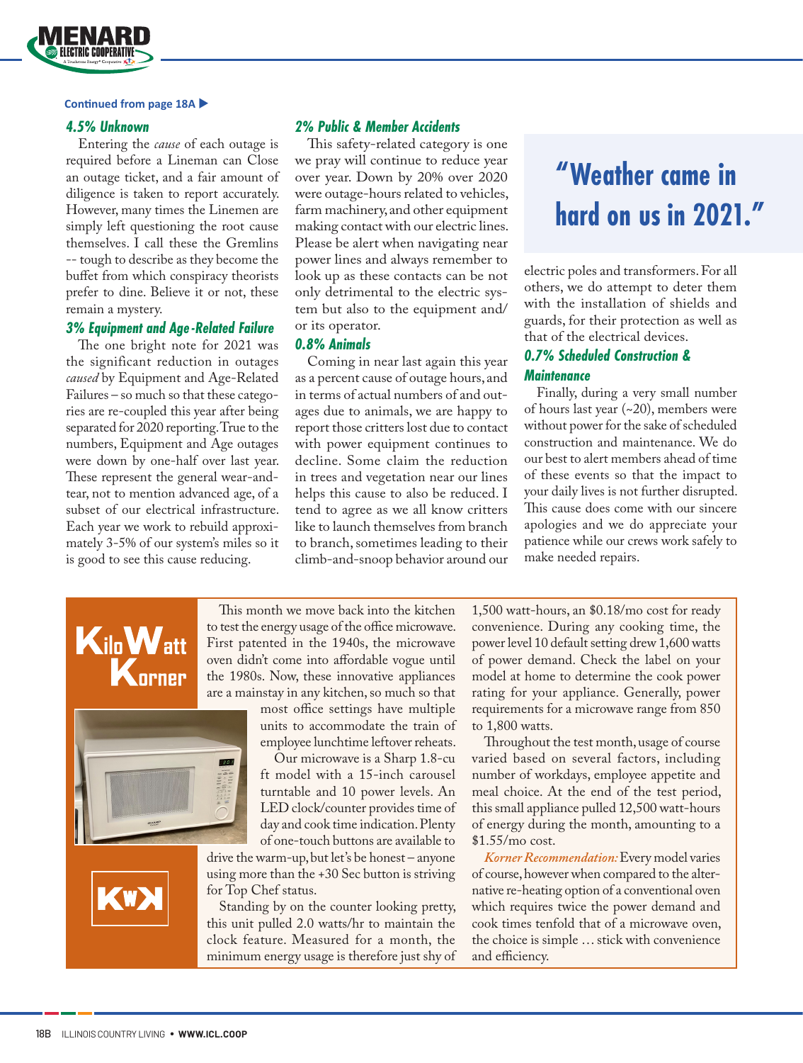Continued from page 18A ▶

### 4.5% Unknown

Entering the *cause* of each outage is required before a Lineman can Close an outage ticket, and a fair amount of diligence is taken to report accurately. However, many times the Linemen are simply left questioning the root cause themselves. I call these the Gremlins -- tough to describe as they become the buffet from which conspiracy theorists prefer to dine. Believe it or not, these remain a mystery.

### 3% Equipment and Age-Related Failure

The one bright note for 2021 was the significant reduction in outages *caused* by Equipment and Age-Related Failures – so much so that these categories are re-coupled this year after being separated for 2020 reporting. True to the numbers, Equipment and Age outages were down by one-half over last year. These represent the general wear-and-tear, not to mention advanced age, of a subset of our electrical infrastructure. Each year we work to rebuild approximately 3-5% of our system's miles so it is good to see this cause reducing.

### 2% Public & Member Accidents

This safety-related category is one we pray will continue to reduce year over year. Down by 20% over 2020 were outage-hours related to vehicles, farm machinery, and other equipment making contact with our electric lines. Please be alert when navigating near power lines and always remember to look up as these contacts can be not only detrimental to the electric system but also to the equipment and/or its operator.

### 0.8% Animals

Coming in near last again this year as a percent cause of outage hours, and in terms of actual numbers of and outages due to animals, we are happy to report those critters lost due to contact with power equipment continues to decline. Some claim the reduction in trees and vegetation near our lines helps this cause to also be reduced. I tend to agree as we all know critters like to launch themselves from branch to branch, sometimes leading to their climb-and-snoop behavior around our electric poles and transformers. For all others, we do attempt to deter them with the installation of shields and guards, for their protection as well as that of the electrical devices.

> **"Weather came in hard on us in 2021."**

### 0.7% Scheduled Construction & Maintenance

Finally, during a very small number of hours last year (~20), members were without power for the sake of scheduled construction and maintenance. We do our best to alert members ahead of time of these events so that the impact to your daily lives is not further disrupted. This cause does come with our sincere apologies and we do appreciate your patience while our crews work safely to make needed repairs.

## KiloWatt Korner

This month we move back into the kitchen to test the energy usage of the office microwave. First patented in the 1940s, the microwave oven didn't come into affordable vogue until the 1980s. Now, these innovative appliances are a mainstay in any kitchen, so much so that most office settings have multiple units to accommodate the train of employee lunchtime leftover reheats.

Our microwave is a Sharp 1.8-cu ft model with a 15-inch carousel turntable and 10 power levels. An LED clock/counter provides time of day and cook time indication. Plenty of one-touch buttons are available to drive the warm-up, but let's be honest – anyone using more than the +30 Sec button is striving for Top Chef status.

Standing by on the counter looking pretty, this unit pulled 2.0 watts/hr to maintain the clock feature. Measured for a month, the minimum energy usage is therefore just shy of 1,500 watt-hours, an $0.18/mo cost for ready convenience. During any cooking time, the power level 10 default setting drew 1,600 watts of power demand. Check the label on your model at home to determine the cook power rating for your appliance. Generally, power requirements for a microwave range from 850 to 1,800 watts.

Throughout the test month, usage of course varied based on several factors, including number of workdays, employee appetite and meal choice. At the end of the test period, this small appliance pulled 12,500 watt-hours of energy during the month, amounting to a $1.55/mo cost.

*Korner Recommendation:* Every model varies of course, however when compared to the alternative re-heating option of a conventional oven which requires twice the power demand and cook times tenfold that of a microwave oven, the choice is simple … stick with convenience and efficiency.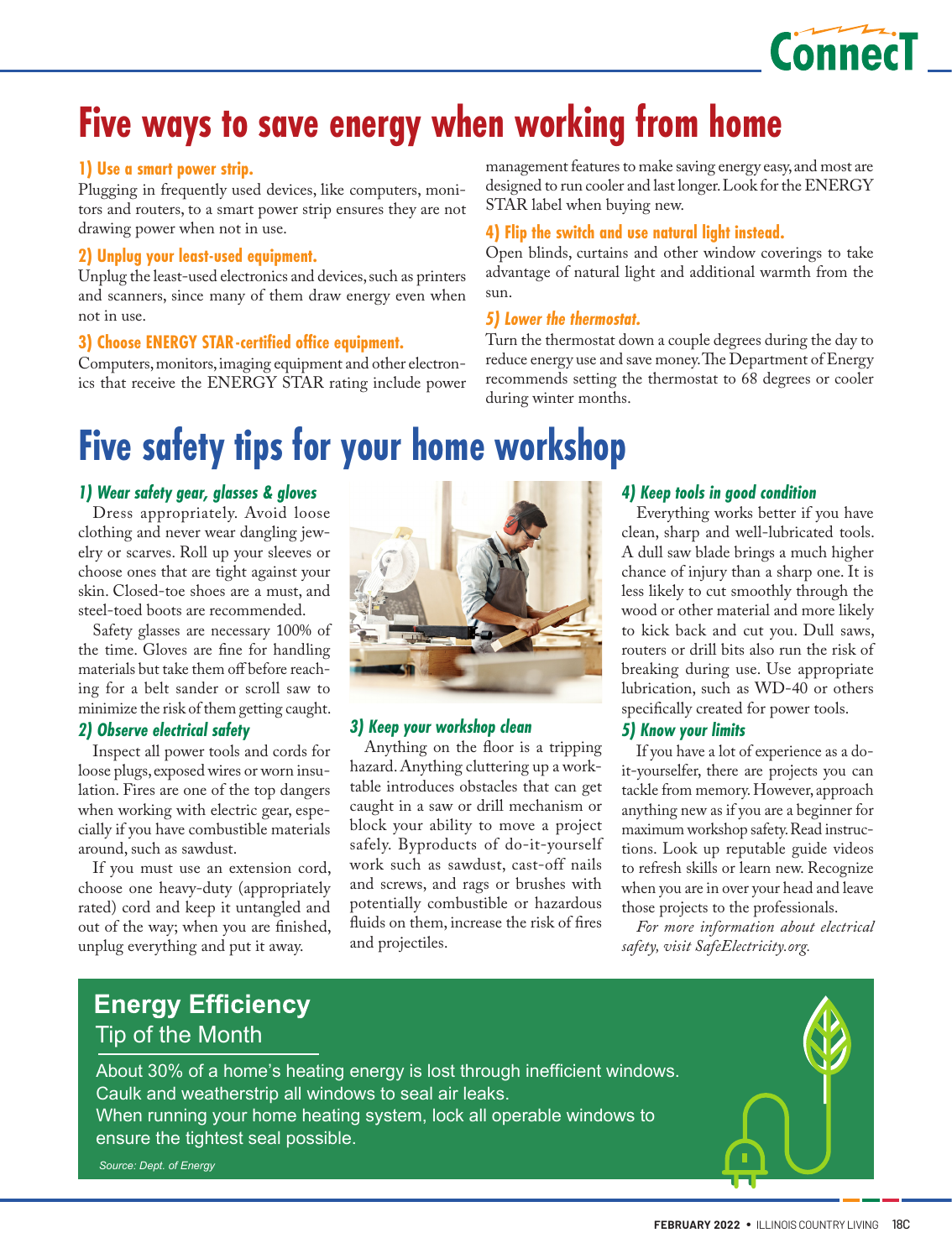# Five ways to save energy when working from home

### 1) Use a smart power strip.

Plugging in frequently used devices, like computers, monitors and routers, to a smart power strip ensures they are not drawing power when not in use.

### 2) Unplug your least-used equipment.

Unplug the least-used electronics and devices, such as printers and scanners, since many of them draw energy even when not in use.

### 3) Choose ENERGY STAR-certified office equipment.

Computers, monitors, imaging equipment and other electronics that receive the ENERGY STAR rating include power management features to make saving energy easy, and most are designed to run cooler and last longer. Look for the ENERGY STAR label when buying new.

### 4) Flip the switch and use natural light instead.

Open blinds, curtains and other window coverings to take advantage of natural light and additional warmth from the sun.

### 5) Lower the thermostat.

Turn the thermostat down a couple degrees during the day to reduce energy use and save money. The Department of Energy recommends setting the thermostat to 68 degrees or cooler during winter months.

# Five safety tips for your home workshop

### 1) Wear safety gear, glasses & gloves

Dress appropriately. Avoid loose clothing and never wear dangling jewelry or scarves. Roll up your sleeves or choose ones that are tight against your skin. Closed-toe shoes are a must, and steel-toed boots are recommended.

Safety glasses are necessary 100% of the time. Gloves are fine for handling materials but take them off before reaching for a belt sander or scroll saw to minimize the risk of them getting caught.

### 2) Observe electrical safety

Inspect all power tools and cords for loose plugs, exposed wires or worn insulation. Fires are one of the top dangers when working with electric gear, especially if you have combustible materials around, such as sawdust.

If you must use an extension cord, choose one heavy-duty (appropriately rated) cord and keep it untangled and out of the way; when you are finished, unplug everything and put it away.

### 3) Keep your workshop clean

Anything on the floor is a tripping hazard. Anything cluttering up a worktable introduces obstacles that can get caught in a saw or drill mechanism or block your ability to move a project safely. Byproducts of do-it-yourself work such as sawdust, cast-off nails and screws, and rags or brushes with potentially combustible or hazardous fluids on them, increase the risk of fires and projectiles.

### 4) Keep tools in good condition

Everything works better if you have clean, sharp and well-lubricated tools. A dull saw blade brings a much higher chance of injury than a sharp one. It is less likely to cut smoothly through the wood or other material and more likely to kick back and cut you. Dull saws, routers or drill bits also run the risk of breaking during use. Use appropriate lubrication, such as WD-40 or others specifically created for power tools.

### 5) Know your limits

If you have a lot of experience as a do-it-yourselfer, there are projects you can tackle from memory. However, approach anything new as if you are a beginner for maximum workshop safety. Read instructions. Look up reputable guide videos to refresh skills or learn new. Recognize when you are in over your head and leave those projects to the professionals.

*For more information about electrical safety, visit SafeElectricity.org.*

## Energy Efficiency
Tip of the Month

About 30% of a home's heating energy is lost through inefficient windows. Caulk and weatherstrip all windows to seal air leaks.
When running your home heating system, lock all operable windows to ensure the tightest seal possible.

*Source: Dept. of Energy*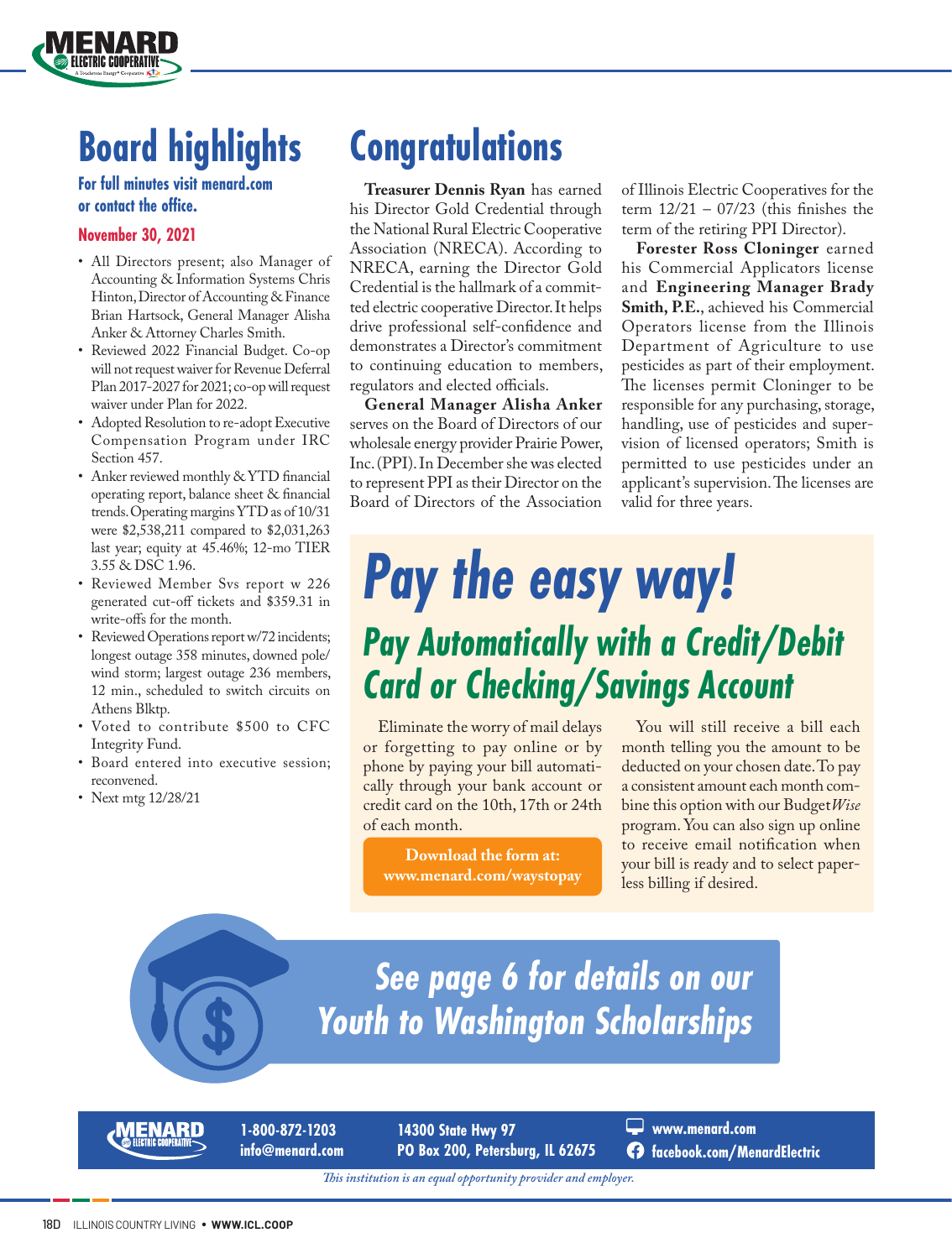# Board highlights

**For full minutes visit menard.com or contact the office.**

### November 30, 2021

- All Directors present; also Manager of Accounting & Information Systems Chris Hinton, Director of Accounting & Finance Brian Hartsock, General Manager Alisha Anker & Attorney Charles Smith.
- Reviewed 2022 Financial Budget. Co-op will not request waiver for Revenue Deferral Plan 2017-2027 for 2021; co-op will request waiver under Plan for 2022.
- Adopted Resolution to re-adopt Executive Compensation Program under IRC Section 457.
- Anker reviewed monthly & YTD financial operating report, balance sheet & financial trends. Operating margins YTD as of 10/31 were $2,538,211 compared to $2,031,263 last year; equity at 45.46%; 12-mo TIER 3.55 & DSC 1.96.
- Reviewed Member Svs report w 226 generated cut-off tickets and $359.31 in write-offs for the month.
- Reviewed Operations report w/72 incidents; longest outage 358 minutes, downed pole/wind storm; largest outage 236 members, 12 min., scheduled to switch circuits on Athens Blktp.
- Voted to contribute $500 to CFC Integrity Fund.
- Board entered into executive session; reconvened.
- Next mtg 12/28/21

# Congratulations

**Treasurer Dennis Ryan** has earned his Director Gold Credential through the National Rural Electric Cooperative Association (NRECA). According to NRECA, earning the Director Gold Credential is the hallmark of a committed electric cooperative Director. It helps drive professional self-confidence and demonstrates a Director's commitment to continuing education to members, regulators and elected officials.

**General Manager Alisha Anker** serves on the Board of Directors of our wholesale energy provider Prairie Power, Inc. (PPI). In December she was elected to represent PPI as their Director on the Board of Directors of the Association of Illinois Electric Cooperatives for the term 12/21 – 07/23 (this finishes the term of the retiring PPI Director).

**Forester Ross Cloninger** earned his Commercial Applicators license and **Engineering Manager Brady Smith, P.E.**, achieved his Commercial Operators license from the Illinois Department of Agriculture to use pesticides as part of their employment. The licenses permit Cloninger to be responsible for any purchasing, storage, handling, use of pesticides and supervision of licensed operators; Smith is permitted to use pesticides under an applicant's supervision. The licenses are valid for three years.

# *Pay the easy way!*

## *Pay Automatically with a Credit/Debit Card or Checking/Savings Account*

Eliminate the worry of mail delays or forgetting to pay online or by phone by paying your bill automatically through your bank account or credit card on the 10th, 17th or 24th of each month.

**Download the form at: www.menard.com/waystopay**

You will still receive a bill each month telling you the amount to be deducted on your chosen date. To pay a consistent amount each month combine this option with our Budget*Wise* program. You can also sign up online to receive email notification when your bill is ready and to select paperless billing if desired.

## *See page 6 for details on our Youth to Washington Scholarships*

MENARD ELECTRIC COOPERATIVE

1-800-872-1203
info@menard.com

14300 State Hwy 97
PO Box 200, Petersburg, IL 62675

www.menard.com
facebook.com/MenardElectric

*This institution is an equal opportunity provider and employer.*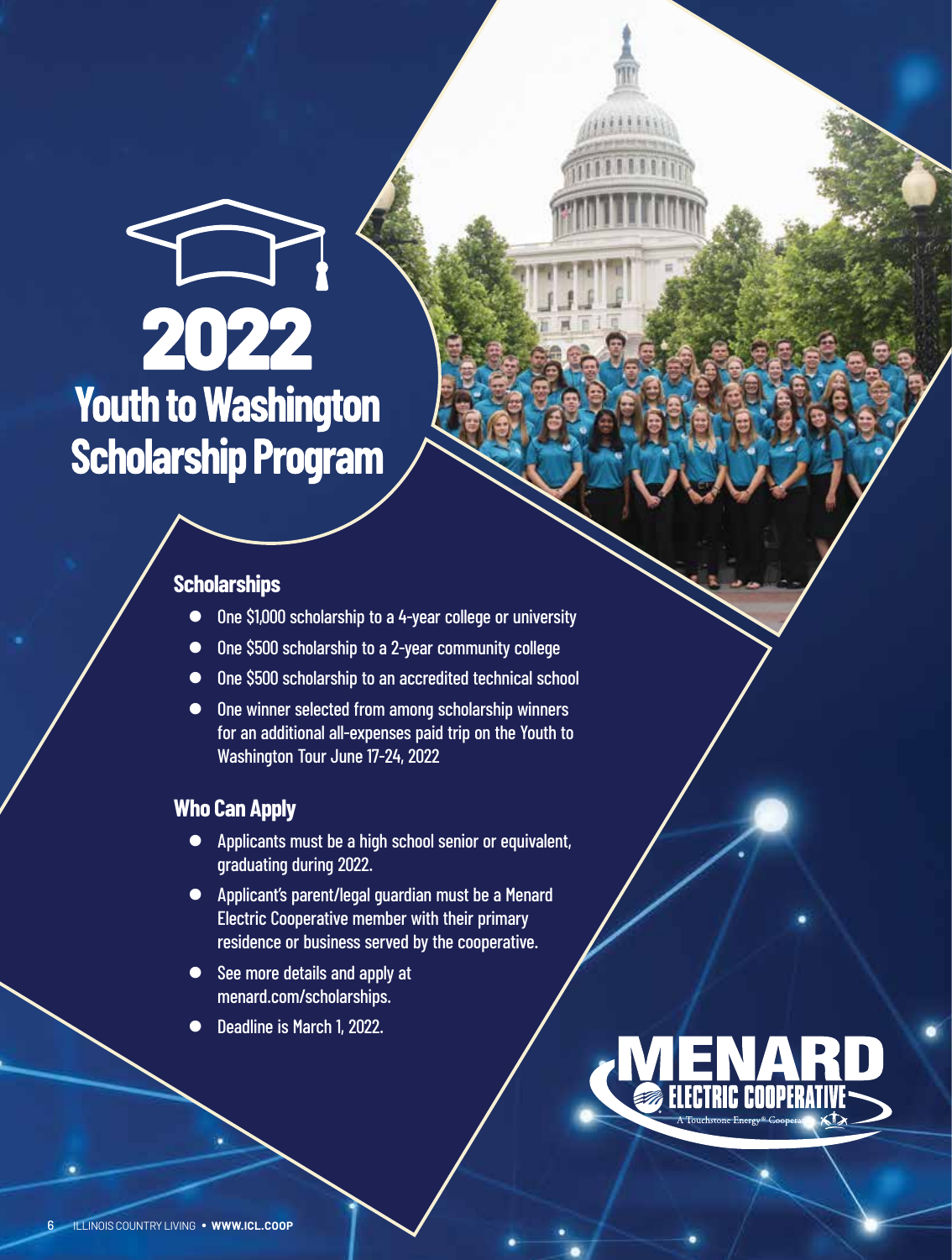# 2022 Youth to Washington Scholarship Program

### Scholarships

- One $1,000 scholarship to a 4-year college or university
- One $500 scholarship to a 2-year community college
- One $500 scholarship to an accredited technical school
- One winner selected from among scholarship winners for an additional all-expenses paid trip on the Youth to Washington Tour June 17-24, 2022

### Who Can Apply

- Applicants must be a high school senior or equivalent, graduating during 2022.
- Applicant's parent/legal guardian must be a Menard Electric Cooperative member with their primary residence or business served by the cooperative.
- See more details and apply at menard.com/scholarships.
- Deadline is March 1, 2022.

MENARD ELECTRIC COOPERATIVE
A Touchstone Energy® Cooperative